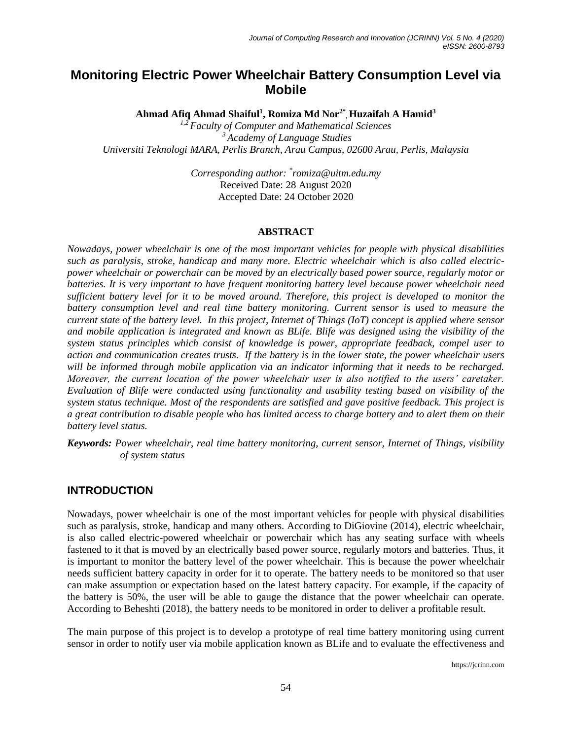# Monitoring Electric Power Wheelchair Battery Consumption Level via Mobile

**Ahmad Afiq Ahmad Shaiful[1], Romiza Md Nor[2*], Huzaifah A Hamid[3]**

*[1,2] Faculty of Computer and Mathematical Sciences*
*[3] Academy of Language Studies*
*Universiti Teknologi MARA, Perlis Branch, Arau Campus, 02600 Arau, Perlis, Malaysia*

*Corresponding author: [*]romiza@uitm.edu.my*
Received Date: 28 August 2020
Accepted Date: 24 October 2020

## ABSTRACT

*Nowadays, power wheelchair is one of the most important vehicles for people with physical disabilities such as paralysis, stroke, handicap and many more. Electric wheelchair which is also called electric-power wheelchair or powerchair can be moved by an electrically based power source, regularly motor or batteries. It is very important to have frequent monitoring battery level because power wheelchair need sufficient battery level for it to be moved around. Therefore, this project is developed to monitor the battery consumption level and real time battery monitoring. Current sensor is used to measure the current state of the battery level. In this project, Internet of Things (IoT) concept is applied where sensor and mobile application is integrated and known as BLife. Blife was designed using the visibility of the system status principles which consist of knowledge is power, appropriate feedback, compel user to action and communication creates trusts. If the battery is in the lower state, the power wheelchair users will be informed through mobile application via an indicator informing that it needs to be recharged. Moreover, the current location of the power wheelchair user is also notified to the users' caretaker. Evaluation of Blife were conducted using functionality and usability testing based on visibility of the system status technique. Most of the respondents are satisfied and gave positive feedback. This project is a great contribution to disable people who has limited access to charge battery and to alert them on their battery level status.*

***Keywords:*** *Power wheelchair, real time battery monitoring, current sensor, Internet of Things, visibility of system status*

## INTRODUCTION

Nowadays, power wheelchair is one of the most important vehicles for people with physical disabilities such as paralysis, stroke, handicap and many others. According to DiGiovine (2014), electric wheelchair, is also called electric-powered wheelchair or powerchair which has any seating surface with wheels fastened to it that is moved by an electrically based power source, regularly motors and batteries. Thus, it is important to monitor the battery level of the power wheelchair. This is because the power wheelchair needs sufficient battery capacity in order for it to operate. The battery needs to be monitored so that user can make assumption or expectation based on the latest battery capacity. For example, if the capacity of the battery is 50%, the user will be able to gauge the distance that the power wheelchair can operate. According to Beheshti (2018), the battery needs to be monitored in order to deliver a profitable result.

The main purpose of this project is to develop a prototype of real time battery monitoring using current sensor in order to notify user via mobile application known as BLife and to evaluate the effectiveness and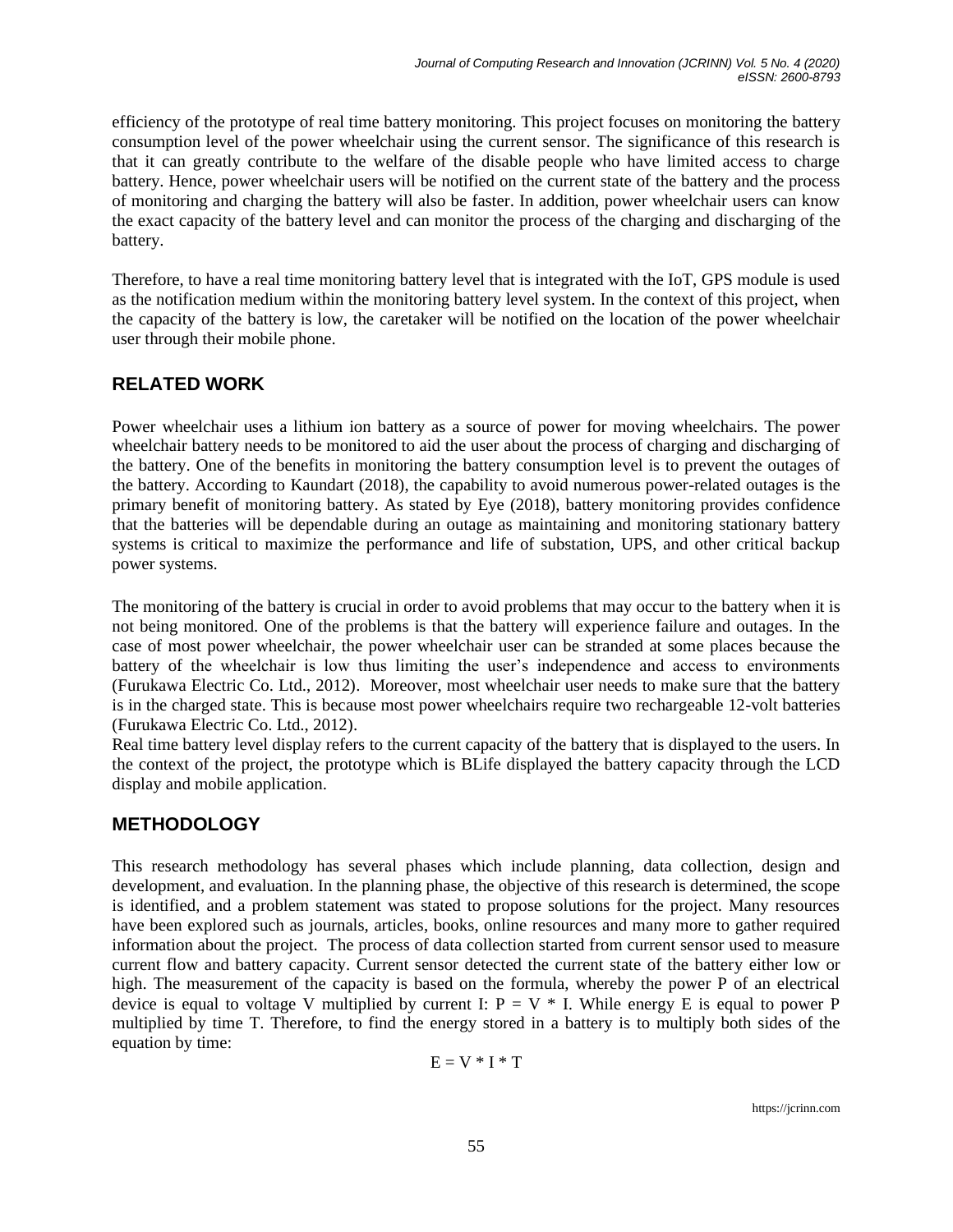efficiency of the prototype of real time battery monitoring. This project focuses on monitoring the battery consumption level of the power wheelchair using the current sensor. The significance of this research is that it can greatly contribute to the welfare of the disable people who have limited access to charge battery. Hence, power wheelchair users will be notified on the current state of the battery and the process of monitoring and charging the battery will also be faster. In addition, power wheelchair users can know the exact capacity of the battery level and can monitor the process of the charging and discharging of the battery.

Therefore, to have a real time monitoring battery level that is integrated with the IoT, GPS module is used as the notification medium within the monitoring battery level system. In the context of this project, when the capacity of the battery is low, the caretaker will be notified on the location of the power wheelchair user through their mobile phone.

## RELATED WORK

Power wheelchair uses a lithium ion battery as a source of power for moving wheelchairs. The power wheelchair battery needs to be monitored to aid the user about the process of charging and discharging of the battery. One of the benefits in monitoring the battery consumption level is to prevent the outages of the battery. According to Kaundart (2018), the capability to avoid numerous power-related outages is the primary benefit of monitoring battery. As stated by Eye (2018), battery monitoring provides confidence that the batteries will be dependable during an outage as maintaining and monitoring stationary battery systems is critical to maximize the performance and life of substation, UPS, and other critical backup power systems.

The monitoring of the battery is crucial in order to avoid problems that may occur to the battery when it is not being monitored. One of the problems is that the battery will experience failure and outages. In the case of most power wheelchair, the power wheelchair user can be stranded at some places because the battery of the wheelchair is low thus limiting the user's independence and access to environments (Furukawa Electric Co. Ltd., 2012). Moreover, most wheelchair user needs to make sure that the battery is in the charged state. This is because most power wheelchairs require two rechargeable 12-volt batteries (Furukawa Electric Co. Ltd., 2012).

Real time battery level display refers to the current capacity of the battery that is displayed to the users. In the context of the project, the prototype which is BLife displayed the battery capacity through the LCD display and mobile application.

## METHODOLOGY

This research methodology has several phases which include planning, data collection, design and development, and evaluation. In the planning phase, the objective of this research is determined, the scope is identified, and a problem statement was stated to propose solutions for the project. Many resources have been explored such as journals, articles, books, online resources and many more to gather required information about the project. The process of data collection started from current sensor used to measure current flow and battery capacity. Current sensor detected the current state of the battery either low or high. The measurement of the capacity is based on the formula, whereby the power P of an electrical device is equal to voltage V multiplied by current I: $P = V * I$. While energy E is equal to power P multiplied by time T. Therefore, to find the energy stored in a battery is to multiply both sides of the equation by time:

$$E = V * I * T$$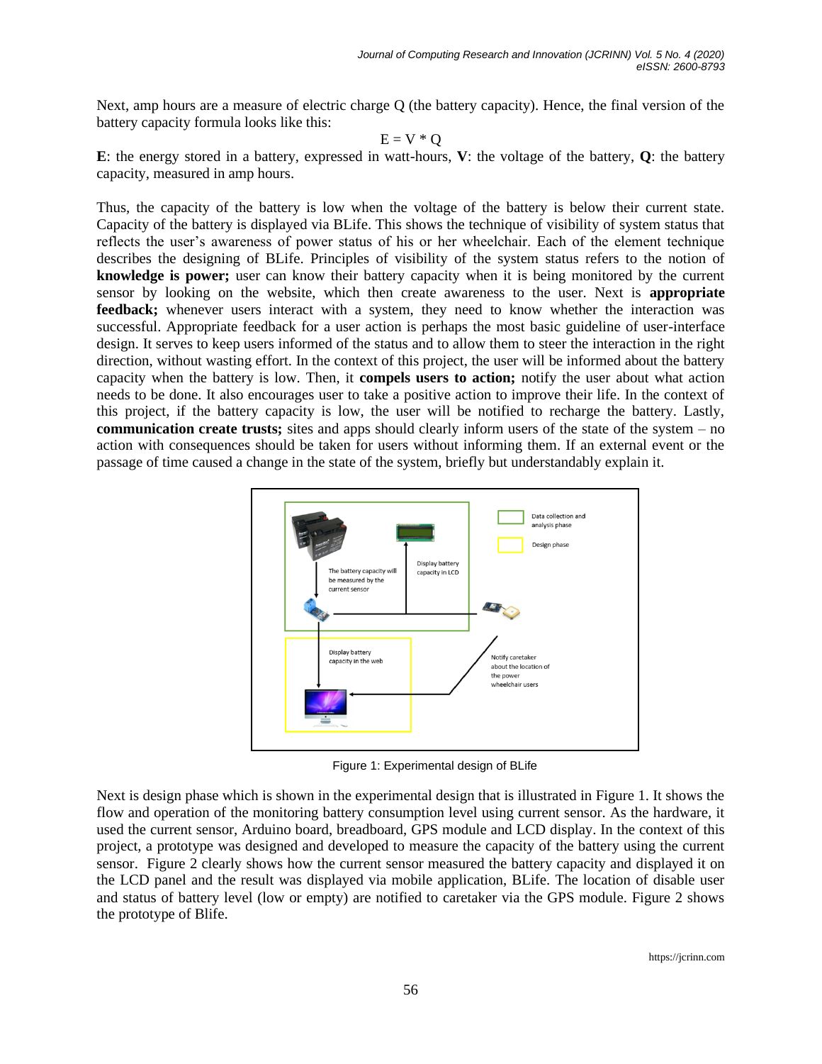Next, amp hours are a measure of electric charge Q (the battery capacity). Hence, the final version of the battery capacity formula looks like this:

$$E = V * Q$$

**E**: the energy stored in a battery, expressed in watt-hours, **V**: the voltage of the battery, **Q**: the battery capacity, measured in amp hours.

Thus, the capacity of the battery is low when the voltage of the battery is below their current state. Capacity of the battery is displayed via BLife. This shows the technique of visibility of system status that reflects the user's awareness of power status of his or her wheelchair. Each of the element technique describes the designing of BLife. Principles of visibility of the system status refers to the notion of **knowledge is power;** user can know their battery capacity when it is being monitored by the current sensor by looking on the website, which then create awareness to the user. Next is **appropriate feedback;** whenever users interact with a system, they need to know whether the interaction was successful. Appropriate feedback for a user action is perhaps the most basic guideline of user-interface design. It serves to keep users informed of the status and to allow them to steer the interaction in the right direction, without wasting effort. In the context of this project, the user will be informed about the battery capacity when the battery is low. Then, it **compels users to action;** notify the user about what action needs to be done. It also encourages user to take a positive action to improve their life. In the context of this project, if the battery capacity is low, the user will be notified to recharge the battery. Lastly, **communication create trusts;** sites and apps should clearly inform users of the state of the system – no action with consequences should be taken for users without informing them. If an external event or the passage of time caused a change in the state of the system, briefly but understandably explain it.

Figure 1: Experimental design of BLife

Next is design phase which is shown in the experimental design that is illustrated in Figure 1. It shows the flow and operation of the monitoring battery consumption level using current sensor. As the hardware, it used the current sensor, Arduino board, breadboard, GPS module and LCD display. In the context of this project, a prototype was designed and developed to measure the capacity of the battery using the current sensor. Figure 2 clearly shows how the current sensor measured the battery capacity and displayed it on the LCD panel and the result was displayed via mobile application, BLife. The location of disable user and status of battery level (low or empty) are notified to caretaker via the GPS module. Figure 2 shows the prototype of Blife.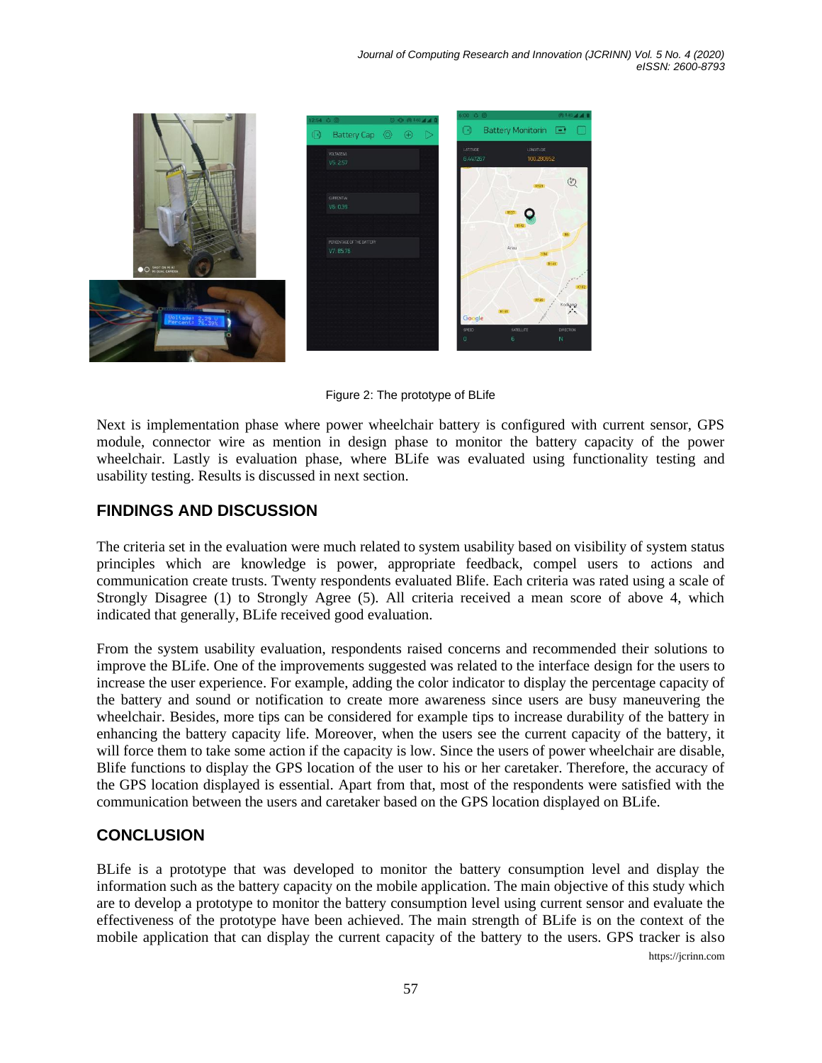Figure 2: The prototype of BLife

Next is implementation phase where power wheelchair battery is configured with current sensor, GPS module, connector wire as mention in design phase to monitor the battery capacity of the power wheelchair. Lastly is evaluation phase, where BLife was evaluated using functionality testing and usability testing. Results is discussed in next section.

## FINDINGS AND DISCUSSION

The criteria set in the evaluation were much related to system usability based on visibility of system status principles which are knowledge is power, appropriate feedback, compel users to actions and communication create trusts. Twenty respondents evaluated Blife. Each criteria was rated using a scale of Strongly Disagree (1) to Strongly Agree (5). All criteria received a mean score of above 4, which indicated that generally, BLife received good evaluation.

From the system usability evaluation, respondents raised concerns and recommended their solutions to improve the BLife. One of the improvements suggested was related to the interface design for the users to increase the user experience. For example, adding the color indicator to display the percentage capacity of the battery and sound or notification to create more awareness since users are busy maneuvering the wheelchair. Besides, more tips can be considered for example tips to increase durability of the battery in enhancing the battery capacity life. Moreover, when the users see the current capacity of the battery, it will force them to take some action if the capacity is low. Since the users of power wheelchair are disable, Blife functions to display the GPS location of the user to his or her caretaker. Therefore, the accuracy of the GPS location displayed is essential. Apart from that, most of the respondents were satisfied with the communication between the users and caretaker based on the GPS location displayed on BLife.

## CONCLUSION

BLife is a prototype that was developed to monitor the battery consumption level and display the information such as the battery capacity on the mobile application. The main objective of this study which are to develop a prototype to monitor the battery consumption level using current sensor and evaluate the effectiveness of the prototype have been achieved. The main strength of BLife is on the context of the mobile application that can display the current capacity of the battery to the users. GPS tracker is also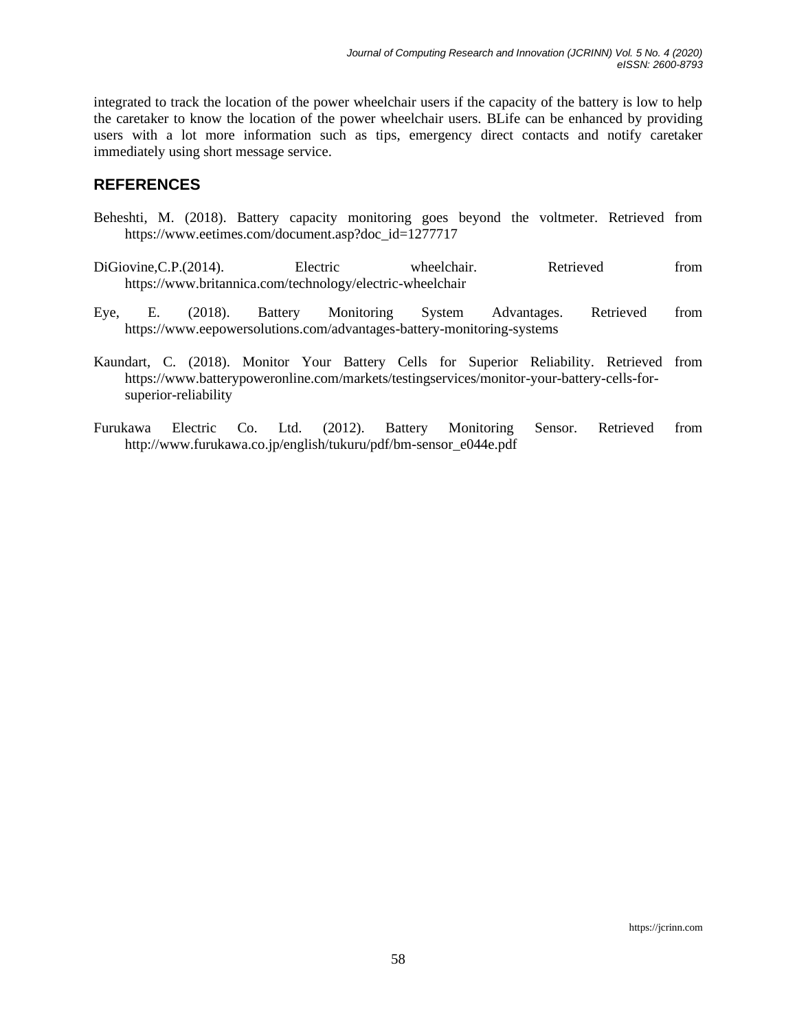integrated to track the location of the power wheelchair users if the capacity of the battery is low to help the caretaker to know the location of the power wheelchair users. BLife can be enhanced by providing users with a lot more information such as tips, emergency direct contacts and notify caretaker immediately using short message service.

## REFERENCES

Beheshti, M. (2018). Battery capacity monitoring goes beyond the voltmeter. Retrieved from https://www.eetimes.com/document.asp?doc_id=1277717

DiGiovine,C.P.(2014). Electric wheelchair. Retrieved from https://www.britannica.com/technology/electric-wheelchair

Eye, E. (2018). Battery Monitoring System Advantages. Retrieved from https://www.eepowersolutions.com/advantages-battery-monitoring-systems

Kaundart, C. (2018). Monitor Your Battery Cells for Superior Reliability. Retrieved from https://www.batterypoweronline.com/markets/testingservices/monitor-your-battery-cells-for-superior-reliability

Furukawa Electric Co. Ltd. (2012). Battery Monitoring Sensor. Retrieved from http://www.furukawa.co.jp/english/tukuru/pdf/bm-sensor_e044e.pdf